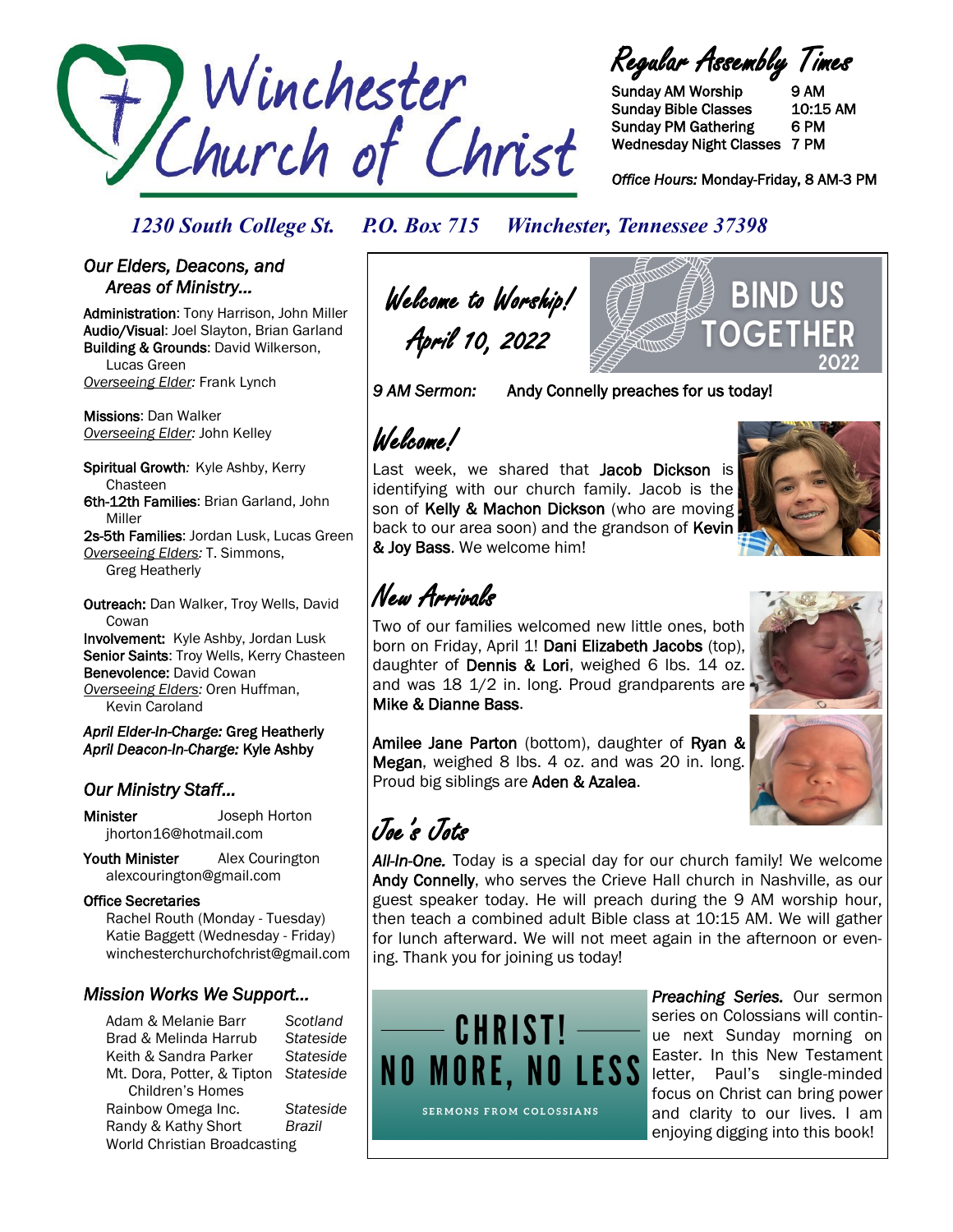# Winchester Church of Christ

## Regular Assembly Times

| | |
|---|---|
| Sunday AM Worship | 9 AM |
| Sunday Bible Classes | 10:15 AM |
| Sunday PM Gathering | 6 PM |
| Wednesday Night Classes | 7 PM |

*Office Hours:* Monday-Friday, 8 AM-3 PM

*1230 South College St. P.O. Box 715 Winchester, Tennessee 37398*

### *Our Elders, Deacons, and Areas of Ministry...*

**Administration**: Tony Harrison, John Miller
**Audio/Visual**: Joel Slayton, Brian Garland
**Building & Grounds**: David Wilkerson, Lucas Green
*Overseeing Elder:* Frank Lynch

**Missions**: Dan Walker
*Overseeing Elder:* John Kelley

**Spiritual Growth**: Kyle Ashby, Kerry Chasteen
**6th-12th Families**: Brian Garland, John Miller
**2s-5th Families**: Jordan Lusk, Lucas Green
*Overseeing Elders:* T. Simmons, Greg Heatherly

**Outreach:** Dan Walker, Troy Wells, David Cowan
**Involvement:** Kyle Ashby, Jordan Lusk
**Senior Saints**: Troy Wells, Kerry Chasteen
**Benevolence:** David Cowan
*Overseeing Elders:* Oren Huffman, Kevin Caroland

***April Elder-In-Charge:*** **Greg Heatherly**
***April Deacon-In-Charge:*** **Kyle Ashby**

### *Our Ministry Staff...*

**Minister** Joseph Horton
jhorton16@hotmail.com

**Youth Minister** Alex Courington
alexcourington@gmail.com

**Office Secretaries**
Rachel Routh (Monday - Tuesday)
Katie Baggett (Wednesday - Friday)
winchesterchurchofchrist@gmail.com

### *Mission Works We Support...*

| | |
|---|---|
| Adam & Melanie Barr | *Scotland* |
| Brad & Melinda Harrub | *Stateside* |
| Keith & Sandra Parker | *Stateside* |
| Mt. Dora, Potter, & Tipton Children's Homes | *Stateside* |
| Rainbow Omega Inc. | *Stateside* |
| Randy & Kathy Short | *Brazil* |
| World Christian Broadcasting | |

## Welcome to Worship! April 10, 2022

BIND US TOGETHER 2022

*9 AM Sermon:* Andy Connelly preaches for us today!

## Welcome!

Last week, we shared that **Jacob Dickson** is identifying with our church family. Jacob is the son of **Kelly & Machon Dickson** (who are moving back to our area soon) and the grandson of **Kevin & Joy Bass**. We welcome him!

## New Arrivals

Two of our families welcomed new little ones, both born on Friday, April 1! **Dani Elizabeth Jacobs** (top), daughter of **Dennis & Lori**, weighed 6 lbs. 14 oz. and was 18 1/2 in. long. Proud grandparents are **Mike & Dianne Bass**.

**Amilee Jane Parton** (bottom), daughter of **Ryan & Megan**, weighed 8 lbs. 4 oz. and was 20 in. long. Proud big siblings are **Aden & Azalea**.

## Joe's Jots

***All-In-One.*** Today is a special day for our church family! We welcome **Andy Connelly**, who serves the Crieve Hall church in Nashville, as our guest speaker today. He will preach during the 9 AM worship hour, then teach a combined adult Bible class at 10:15 AM. We will gather for lunch afterward. We will not meet again in the afternoon or evening. Thank you for joining us today!

CHRIST! NO MORE, NO LESS
SERMONS FROM COLOSSIANS

***Preaching Series.*** Our sermon series on Colossians will continue next Sunday morning on Easter. In this New Testament letter, Paul's single-minded focus on Christ can bring power and clarity to our lives. I am enjoying digging into this book!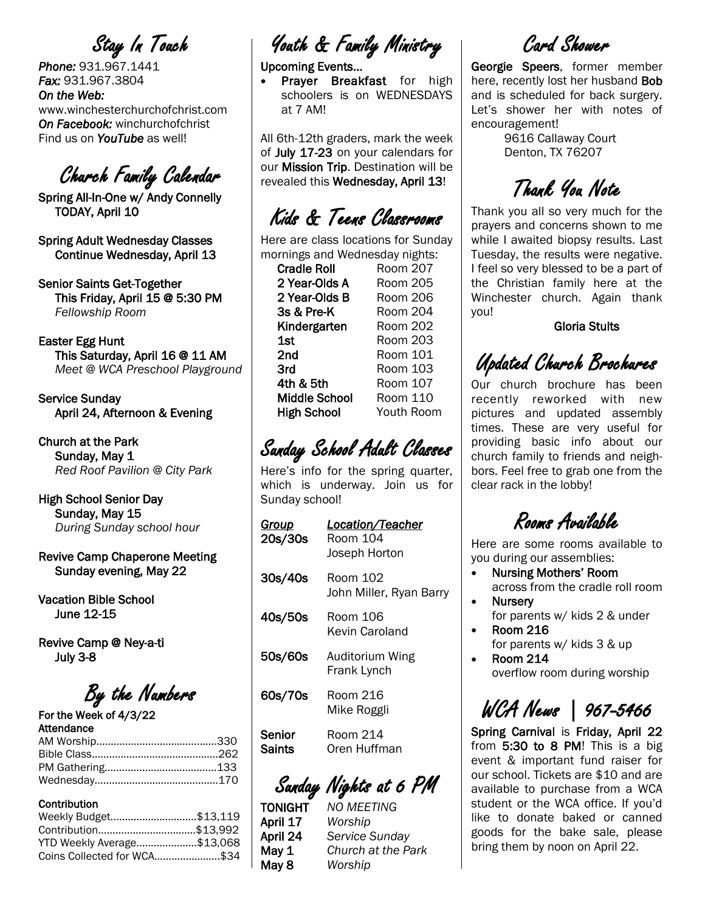## Stay In Touch

*Phone:* 931.967.1441
*Fax:* 931.967.3804
*On the Web:*
www.winchesterchurchofchrist.com
*On Facebook:* winchurchofchrist
Find us on *YouTube* as well!

## Church Family Calendar

**Spring All-In-One w/ Andy Connelly**
**TODAY, April 10**

**Spring Adult Wednesday Classes**
**Continue Wednesday, April 13**

**Senior Saints Get-Together**
**This Friday, April 15 @ 5:30 PM**
*Fellowship Room*

**Easter Egg Hunt**
**This Saturday, April 16 @ 11 AM**
*Meet @ WCA Preschool Playground*

**Service Sunday**
**April 24, Afternoon & Evening**

**Church at the Park**
**Sunday, May 1**
*Red Roof Pavilion @ City Park*

**High School Senior Day**
**Sunday, May 15**
*During Sunday school hour*

**Revive Camp Chaperone Meeting**
**Sunday evening, May 22**

**Vacation Bible School**
**June 12-15**

**Revive Camp @ Ney-a-ti**
**July 3-8**

## By the Numbers

**For the Week of 4/3/22**

**Attendance**

| | |
|---|---|
| AM Worship | 330 |
| Bible Class | 262 |
| PM Gathering | 133 |
| Wednesday | 170 |

**Contribution**

| | |
|---|---|
| Weekly Budget | $13,119 |
| Contribution | $13,992 |
| YTD Weekly Average | $13,068 |
| Coins Collected for WCA | $34 |

## Youth & Family Ministry

**Upcoming Events…**

- **Prayer Breakfast** for high schoolers is on WEDNESDAYS at 7 AM!

All 6th-12th graders, mark the week of **July 17-23** on your calendars for our **Mission Trip**. Destination will be revealed this **Wednesday, April 13**!

## Kids & Teens Classrooms

Here are class locations for Sunday mornings and Wednesday nights:

| | |
|---|---|
| **Cradle Roll** | Room 207 |
| **2 Year-Olds A** | Room 205 |
| **2 Year-Olds B** | Room 206 |
| **3s & Pre-K** | Room 204 |
| **Kindergarten** | Room 202 |
| **1st** | Room 203 |
| **2nd** | Room 101 |
| **3rd** | Room 103 |
| **4th & 5th** | Room 107 |
| **Middle School** | Room 110 |
| **High School** | Youth Room |

## Sunday School Adult Classes

Here's info for the spring quarter, which is underway. Join us for Sunday school!

| *Group* | *Location/Teacher* |
|---|---|
| **20s/30s** | Room 104, Joseph Horton |
| **30s/40s** | Room 102, John Miller, Ryan Barry |
| **40s/50s** | Room 106, Kevin Caroland |
| **50s/60s** | Auditorium Wing, Frank Lynch |
| **60s/70s** | Room 216, Mike Roggli |
| **Senior Saints** | Room 214, Oren Huffman |

## Sunday Nights at 6 PM

| | |
|---|---|
| **TONIGHT** | *NO MEETING* |
| **April 17** | *Worship* |
| **April 24** | *Service Sunday* |
| **May 1** | *Church at the Park* |
| **May 8** | *Worship* |

## Card Shower

**Georgie Speers**, former member here, recently lost her husband **Bob** and is scheduled for back surgery. Let's shower her with notes of encouragement!

9616 Callaway Court
Denton, TX 76207

## Thank You Note

Thank you all so very much for the prayers and concerns shown to me while I awaited biopsy results. Last Tuesday, the results were negative. I feel so very blessed to be a part of the Christian family here at the Winchester church. Again thank you!

**Gloria Stults**

## Updated Church Brochures

Our church brochure has been recently reworked with new pictures and updated assembly times. These are very useful for providing basic info about our church family to friends and neighbors. Feel free to grab one from the clear rack in the lobby!

## Rooms Available

Here are some rooms available to you during our assemblies:

- **Nursing Mothers' Room**
  across from the cradle roll room
- **Nursery**
  for parents w/ kids 2 & under
- **Room 216**
  for parents w/ kids 3 & up
- **Room 214**
  overflow room during worship

## WCA News | 967-5466

**Spring Carnival** is **Friday, April 22** from **5:30 to 8 PM**! This is a big event & important fund raiser for our school. Tickets are $10 and are available to purchase from a WCA student or the WCA office. If you'd like to donate baked or canned goods for the bake sale, please bring them by noon on April 22.